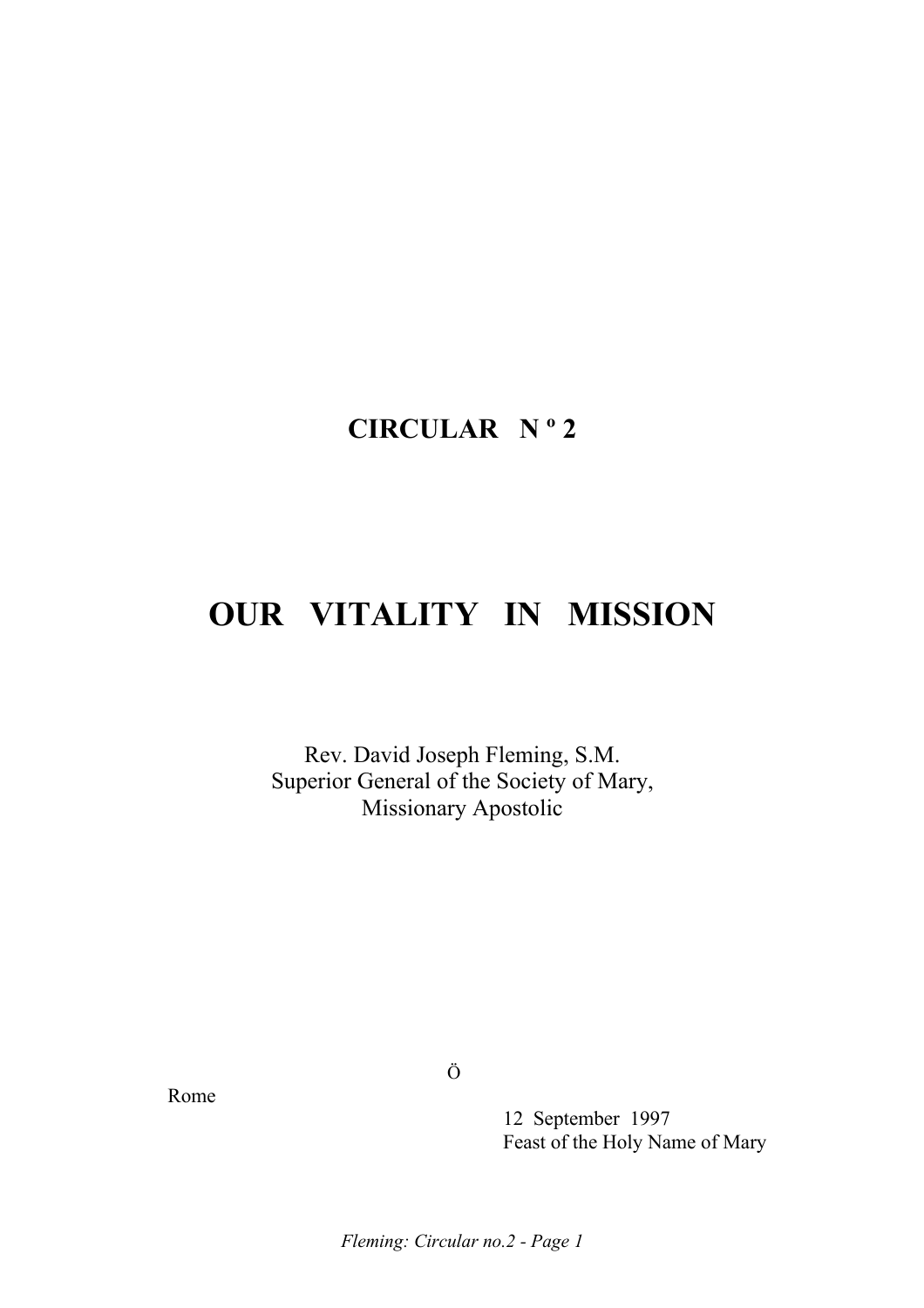**CIRCULAR N º 2**

# OUR VITALITY IN MISSION

Rev. David Joseph Fleming, S.M.
Superior General of the Society of Mary,
Missionary Apostolic

Ö

Rome

12 September 1997
Feast of the Holy Name of Mary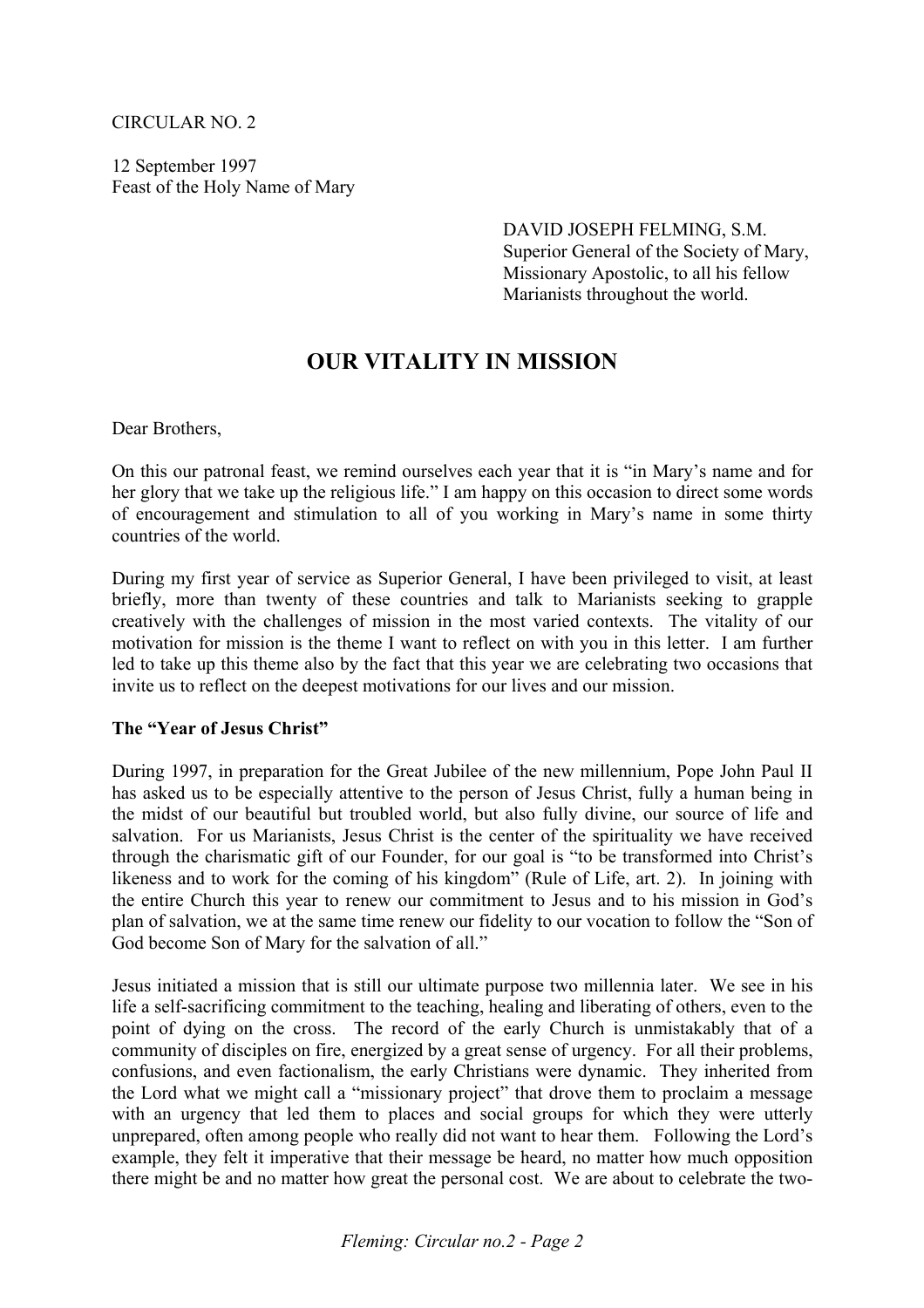CIRCULAR NO. 2

12 September 1997
Feast of the Holy Name of Mary

DAVID JOSEPH FELMING, S.M.
Superior General of the Society of Mary,
Missionary Apostolic, to all his fellow
Marianists throughout the world.

# OUR VITALITY IN MISSION

Dear Brothers,

On this our patronal feast, we remind ourselves each year that it is "in Mary's name and for her glory that we take up the religious life." I am happy on this occasion to direct some words of encouragement and stimulation to all of you working in Mary's name in some thirty countries of the world.

During my first year of service as Superior General, I have been privileged to visit, at least briefly, more than twenty of these countries and talk to Marianists seeking to grapple creatively with the challenges of mission in the most varied contexts. The vitality of our motivation for mission is the theme I want to reflect on with you in this letter. I am further led to take up this theme also by the fact that this year we are celebrating two occasions that invite us to reflect on the deepest motivations for our lives and our mission.

**The "Year of Jesus Christ"**

During 1997, in preparation for the Great Jubilee of the new millennium, Pope John Paul II has asked us to be especially attentive to the person of Jesus Christ, fully a human being in the midst of our beautiful but troubled world, but also fully divine, our source of life and salvation. For us Marianists, Jesus Christ is the center of the spirituality we have received through the charismatic gift of our Founder, for our goal is "to be transformed into Christ's likeness and to work for the coming of his kingdom" (Rule of Life, art. 2). In joining with the entire Church this year to renew our commitment to Jesus and to his mission in God's plan of salvation, we at the same time renew our fidelity to our vocation to follow the "Son of God become Son of Mary for the salvation of all."

Jesus initiated a mission that is still our ultimate purpose two millennia later. We see in his life a self-sacrificing commitment to the teaching, healing and liberating of others, even to the point of dying on the cross. The record of the early Church is unmistakably that of a community of disciples on fire, energized by a great sense of urgency. For all their problems, confusions, and even factionalism, the early Christians were dynamic. They inherited from the Lord what we might call a "missionary project" that drove them to proclaim a message with an urgency that led them to places and social groups for which they were utterly unprepared, often among people who really did not want to hear them. Following the Lord's example, they felt it imperative that their message be heard, no matter how much opposition there might be and no matter how great the personal cost. We are about to celebrate the two-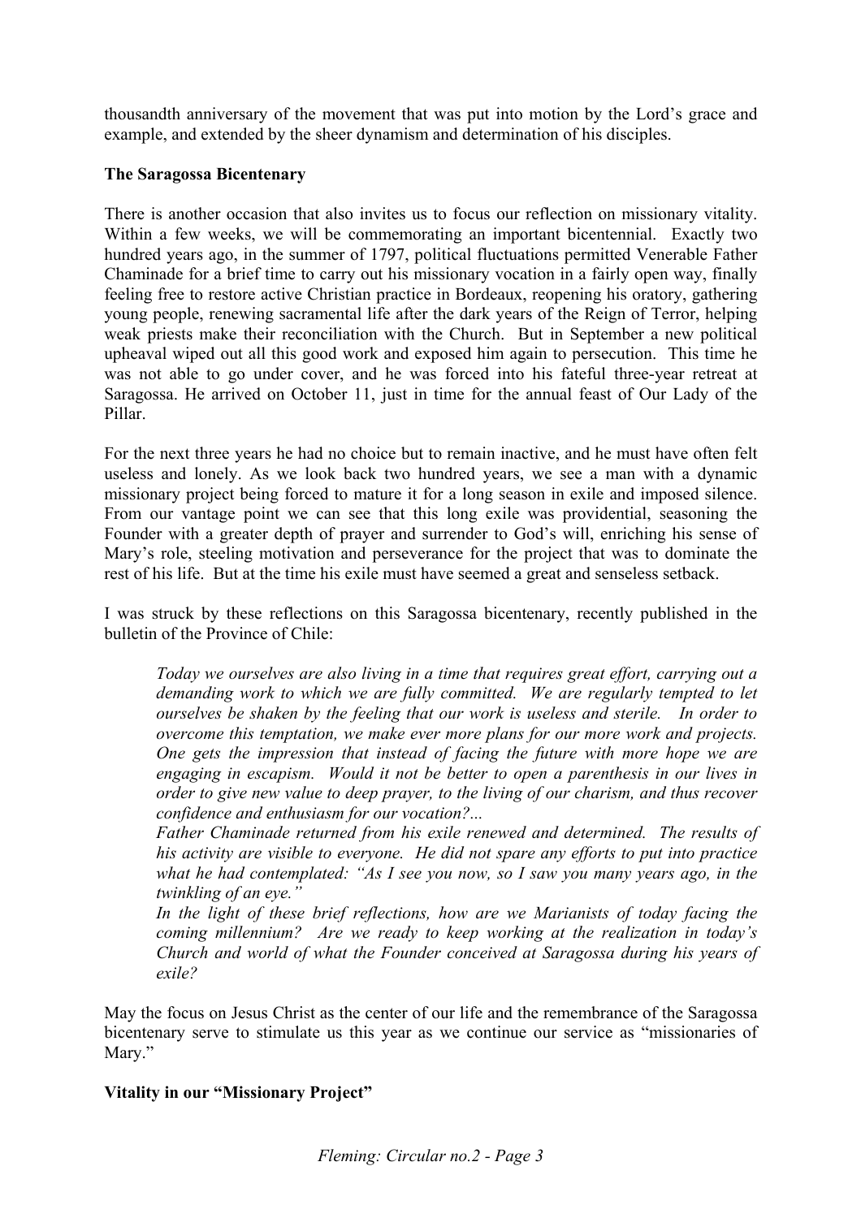thousandth anniversary of the movement that was put into motion by the Lord's grace and example, and extended by the sheer dynamism and determination of his disciples.

**The Saragossa Bicentenary**

There is another occasion that also invites us to focus our reflection on missionary vitality. Within a few weeks, we will be commemorating an important bicentennial. Exactly two hundred years ago, in the summer of 1797, political fluctuations permitted Venerable Father Chaminade for a brief time to carry out his missionary vocation in a fairly open way, finally feeling free to restore active Christian practice in Bordeaux, reopening his oratory, gathering young people, renewing sacramental life after the dark years of the Reign of Terror, helping weak priests make their reconciliation with the Church. But in September a new political upheaval wiped out all this good work and exposed him again to persecution. This time he was not able to go under cover, and he was forced into his fateful three-year retreat at Saragossa. He arrived on October 11, just in time for the annual feast of Our Lady of the Pillar.

For the next three years he had no choice but to remain inactive, and he must have often felt useless and lonely. As we look back two hundred years, we see a man with a dynamic missionary project being forced to mature it for a long season in exile and imposed silence. From our vantage point we can see that this long exile was providential, seasoning the Founder with a greater depth of prayer and surrender to God's will, enriching his sense of Mary's role, steeling motivation and perseverance for the project that was to dominate the rest of his life. But at the time his exile must have seemed a great and senseless setback.

I was struck by these reflections on this Saragossa bicentenary, recently published in the bulletin of the Province of Chile:

> *Today we ourselves are also living in a time that requires great effort, carrying out a demanding work to which we are fully committed. We are regularly tempted to let ourselves be shaken by the feeling that our work is useless and sterile. In order to overcome this temptation, we make ever more plans for our more work and projects. One gets the impression that instead of facing the future with more hope we are engaging in escapism. Would it not be better to open a parenthesis in our lives in order to give new value to deep prayer, to the living of our charism, and thus recover confidence and enthusiasm for our vocation?...*
>
> *Father Chaminade returned from his exile renewed and determined. The results of his activity are visible to everyone. He did not spare any efforts to put into practice what he had contemplated: "As I see you now, so I saw you many years ago, in the twinkling of an eye."*
>
> *In the light of these brief reflections, how are we Marianists of today facing the coming millennium? Are we ready to keep working at the realization in today's Church and world of what the Founder conceived at Saragossa during his years of exile?*

May the focus on Jesus Christ as the center of our life and the remembrance of the Saragossa bicentenary serve to stimulate us this year as we continue our service as "missionaries of Mary."

**Vitality in our "Missionary Project"**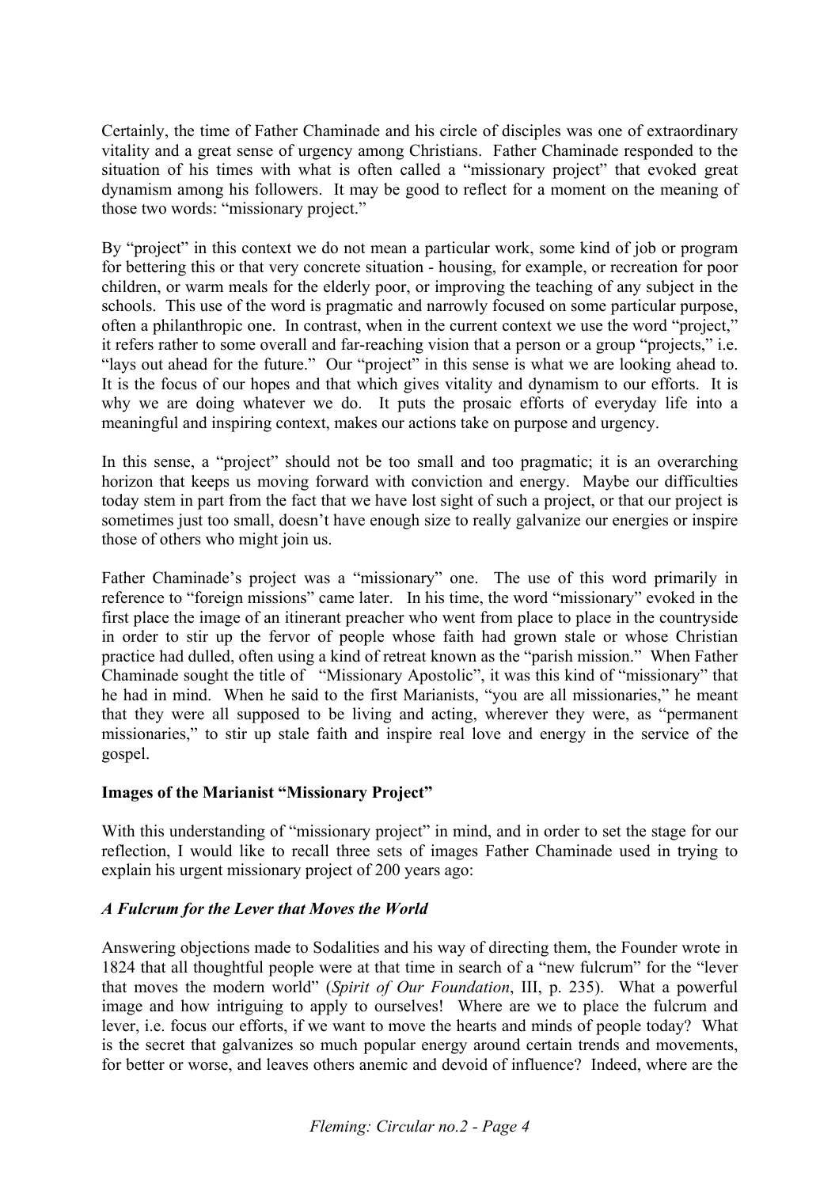Certainly, the time of Father Chaminade and his circle of disciples was one of extraordinary vitality and a great sense of urgency among Christians. Father Chaminade responded to the situation of his times with what is often called a "missionary project" that evoked great dynamism among his followers. It may be good to reflect for a moment on the meaning of those two words: "missionary project."

By "project" in this context we do not mean a particular work, some kind of job or program for bettering this or that very concrete situation - housing, for example, or recreation for poor children, or warm meals for the elderly poor, or improving the teaching of any subject in the schools. This use of the word is pragmatic and narrowly focused on some particular purpose, often a philanthropic one. In contrast, when in the current context we use the word "project," it refers rather to some overall and far-reaching vision that a person or a group "projects," i.e. "lays out ahead for the future." Our "project" in this sense is what we are looking ahead to. It is the focus of our hopes and that which gives vitality and dynamism to our efforts. It is why we are doing whatever we do. It puts the prosaic efforts of everyday life into a meaningful and inspiring context, makes our actions take on purpose and urgency.

In this sense, a "project" should not be too small and too pragmatic; it is an overarching horizon that keeps us moving forward with conviction and energy. Maybe our difficulties today stem in part from the fact that we have lost sight of such a project, or that our project is sometimes just too small, doesn't have enough size to really galvanize our energies or inspire those of others who might join us.

Father Chaminade's project was a "missionary" one. The use of this word primarily in reference to "foreign missions" came later. In his time, the word "missionary" evoked in the first place the image of an itinerant preacher who went from place to place in the countryside in order to stir up the fervor of people whose faith had grown stale or whose Christian practice had dulled, often using a kind of retreat known as the "parish mission." When Father Chaminade sought the title of "Missionary Apostolic", it was this kind of "missionary" that he had in mind. When he said to the first Marianists, "you are all missionaries," he meant that they were all supposed to be living and acting, wherever they were, as "permanent missionaries," to stir up stale faith and inspire real love and energy in the service of the gospel.

**Images of the Marianist "Missionary Project"**

With this understanding of "missionary project" in mind, and in order to set the stage for our reflection, I would like to recall three sets of images Father Chaminade used in trying to explain his urgent missionary project of 200 years ago:

***A Fulcrum for the Lever that Moves the World***

Answering objections made to Sodalities and his way of directing them, the Founder wrote in 1824 that all thoughtful people were at that time in search of a "new fulcrum" for the "lever that moves the modern world" (*Spirit of Our Foundation*, III, p. 235). What a powerful image and how intriguing to apply to ourselves! Where are we to place the fulcrum and lever, i.e. focus our efforts, if we want to move the hearts and minds of people today? What is the secret that galvanizes so much popular energy around certain trends and movements, for better or worse, and leaves others anemic and devoid of influence? Indeed, where are the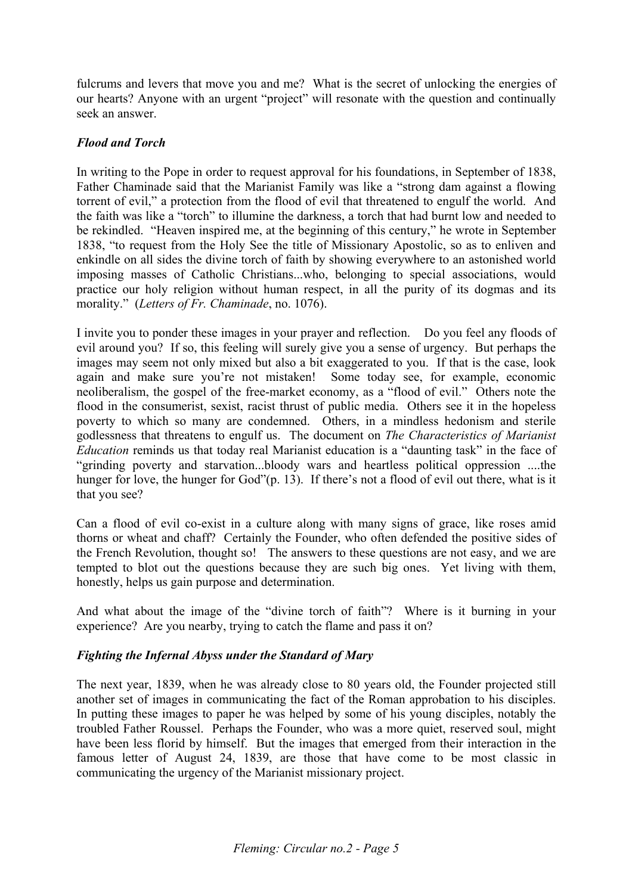fulcrums and levers that move you and me? What is the secret of unlocking the energies of our hearts? Anyone with an urgent "project" will resonate with the question and continually seek an answer.

### *Flood and Torch*

In writing to the Pope in order to request approval for his foundations, in September of 1838, Father Chaminade said that the Marianist Family was like a "strong dam against a flowing torrent of evil," a protection from the flood of evil that threatened to engulf the world. And the faith was like a "torch" to illumine the darkness, a torch that had burnt low and needed to be rekindled. "Heaven inspired me, at the beginning of this century," he wrote in September 1838, "to request from the Holy See the title of Missionary Apostolic, so as to enliven and enkindle on all sides the divine torch of faith by showing everywhere to an astonished world imposing masses of Catholic Christians...who, belonging to special associations, would practice our holy religion without human respect, in all the purity of its dogmas and its morality." (*Letters of Fr. Chaminade*, no. 1076).

I invite you to ponder these images in your prayer and reflection. Do you feel any floods of evil around you? If so, this feeling will surely give you a sense of urgency. But perhaps the images may seem not only mixed but also a bit exaggerated to you. If that is the case, look again and make sure you're not mistaken! Some today see, for example, economic neoliberalism, the gospel of the free-market economy, as a "flood of evil." Others note the flood in the consumerist, sexist, racist thrust of public media. Others see it in the hopeless poverty to which so many are condemned. Others, in a mindless hedonism and sterile godlessness that threatens to engulf us. The document on *The Characteristics of Marianist Education* reminds us that today real Marianist education is a "daunting task" in the face of "grinding poverty and starvation...bloody wars and heartless political oppression ....the hunger for love, the hunger for God"(p. 13). If there's not a flood of evil out there, what is it that you see?

Can a flood of evil co-exist in a culture along with many signs of grace, like roses amid thorns or wheat and chaff? Certainly the Founder, who often defended the positive sides of the French Revolution, thought so! The answers to these questions are not easy, and we are tempted to blot out the questions because they are such big ones. Yet living with them, honestly, helps us gain purpose and determination.

And what about the image of the "divine torch of faith"? Where is it burning in your experience? Are you nearby, trying to catch the flame and pass it on?

### *Fighting the Infernal Abyss under the Standard of Mary*

The next year, 1839, when he was already close to 80 years old, the Founder projected still another set of images in communicating the fact of the Roman approbation to his disciples. In putting these images to paper he was helped by some of his young disciples, notably the troubled Father Roussel. Perhaps the Founder, who was a more quiet, reserved soul, might have been less florid by himself. But the images that emerged from their interaction in the famous letter of August 24, 1839, are those that have come to be most classic in communicating the urgency of the Marianist missionary project.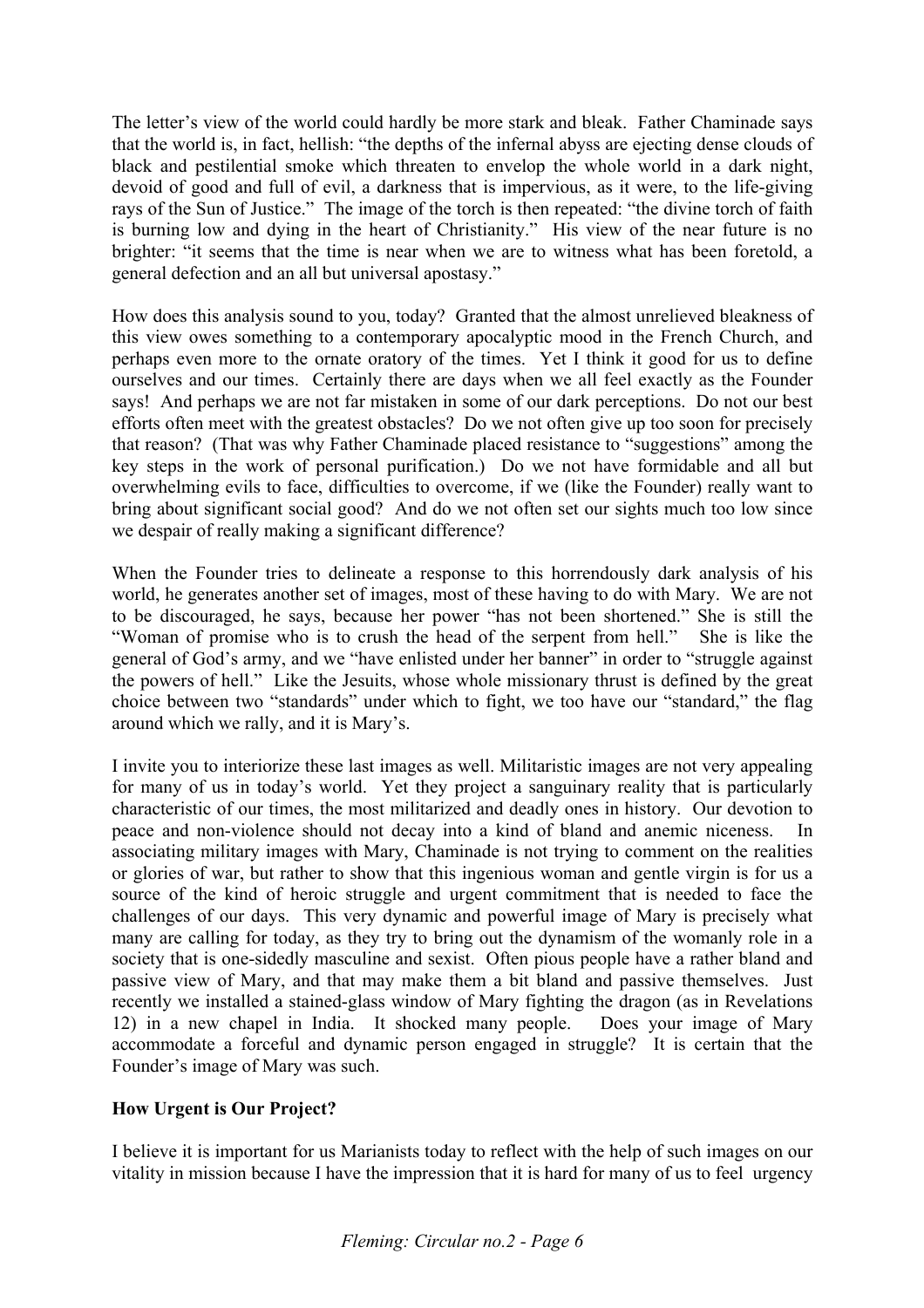The letter's view of the world could hardly be more stark and bleak. Father Chaminade says that the world is, in fact, hellish: "the depths of the infernal abyss are ejecting dense clouds of black and pestilential smoke which threaten to envelop the whole world in a dark night, devoid of good and full of evil, a darkness that is impervious, as it were, to the life-giving rays of the Sun of Justice." The image of the torch is then repeated: "the divine torch of faith is burning low and dying in the heart of Christianity." His view of the near future is no brighter: "it seems that the time is near when we are to witness what has been foretold, a general defection and an all but universal apostasy."

How does this analysis sound to you, today? Granted that the almost unrelieved bleakness of this view owes something to a contemporary apocalyptic mood in the French Church, and perhaps even more to the ornate oratory of the times. Yet I think it good for us to define ourselves and our times. Certainly there are days when we all feel exactly as the Founder says! And perhaps we are not far mistaken in some of our dark perceptions. Do not our best efforts often meet with the greatest obstacles? Do we not often give up too soon for precisely that reason? (That was why Father Chaminade placed resistance to "suggestions" among the key steps in the work of personal purification.) Do we not have formidable and all but overwhelming evils to face, difficulties to overcome, if we (like the Founder) really want to bring about significant social good? And do we not often set our sights much too low since we despair of really making a significant difference?

When the Founder tries to delineate a response to this horrendously dark analysis of his world, he generates another set of images, most of these having to do with Mary. We are not to be discouraged, he says, because her power "has not been shortened." She is still the "Woman of promise who is to crush the head of the serpent from hell." She is like the general of God's army, and we "have enlisted under her banner" in order to "struggle against the powers of hell." Like the Jesuits, whose whole missionary thrust is defined by the great choice between two "standards" under which to fight, we too have our "standard," the flag around which we rally, and it is Mary's.

I invite you to interiorize these last images as well. Militaristic images are not very appealing for many of us in today's world. Yet they project a sanguinary reality that is particularly characteristic of our times, the most militarized and deadly ones in history. Our devotion to peace and non-violence should not decay into a kind of bland and anemic niceness. In associating military images with Mary, Chaminade is not trying to comment on the realities or glories of war, but rather to show that this ingenious woman and gentle virgin is for us a source of the kind of heroic struggle and urgent commitment that is needed to face the challenges of our days. This very dynamic and powerful image of Mary is precisely what many are calling for today, as they try to bring out the dynamism of the womanly role in a society that is one-sidedly masculine and sexist. Often pious people have a rather bland and passive view of Mary, and that may make them a bit bland and passive themselves. Just recently we installed a stained-glass window of Mary fighting the dragon (as in Revelations 12) in a new chapel in India. It shocked many people. Does your image of Mary accommodate a forceful and dynamic person engaged in struggle? It is certain that the Founder's image of Mary was such.

**How Urgent is Our Project?**

I believe it is important for us Marianists today to reflect with the help of such images on our vitality in mission because I have the impression that it is hard for many of us to feel urgency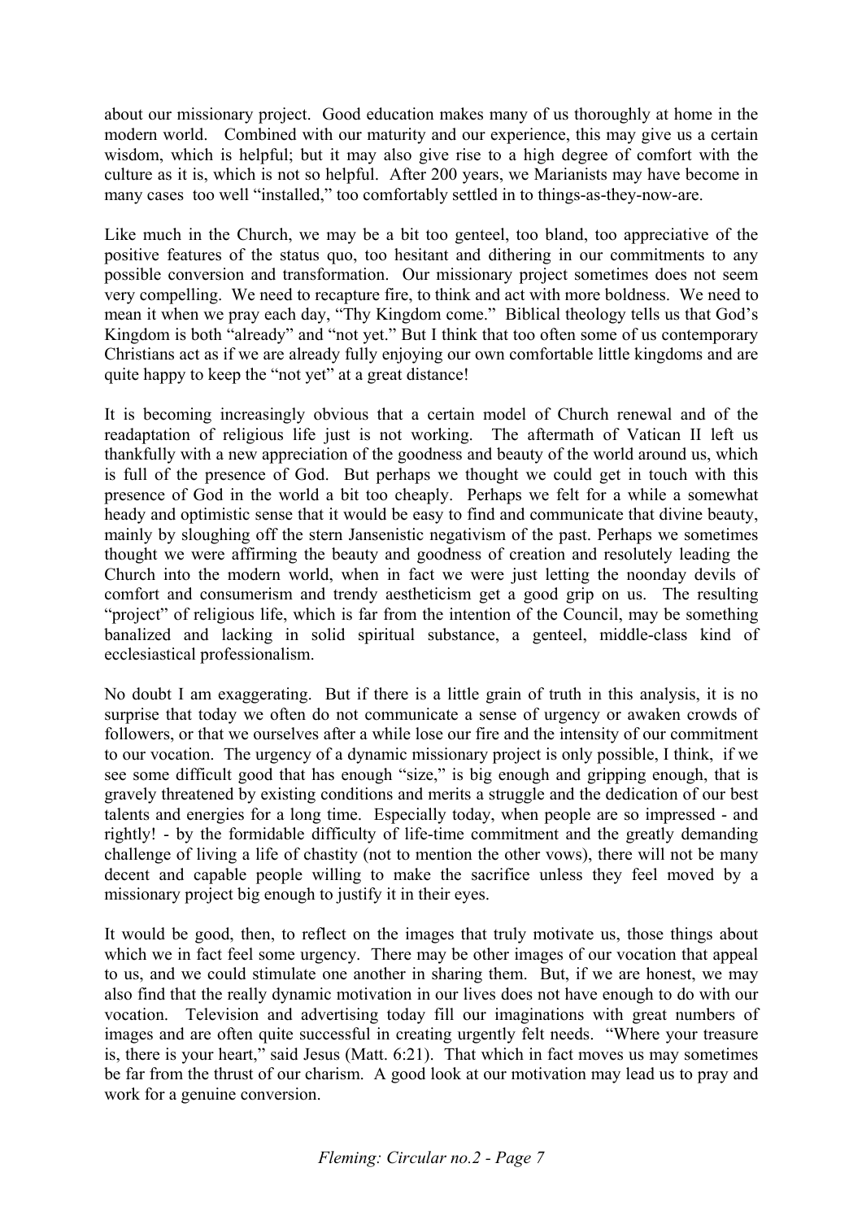about our missionary project. Good education makes many of us thoroughly at home in the modern world. Combined with our maturity and our experience, this may give us a certain wisdom, which is helpful; but it may also give rise to a high degree of comfort with the culture as it is, which is not so helpful. After 200 years, we Marianists may have become in many cases too well "installed," too comfortably settled in to things-as-they-now-are.

Like much in the Church, we may be a bit too genteel, too bland, too appreciative of the positive features of the status quo, too hesitant and dithering in our commitments to any possible conversion and transformation. Our missionary project sometimes does not seem very compelling. We need to recapture fire, to think and act with more boldness. We need to mean it when we pray each day, "Thy Kingdom come." Biblical theology tells us that God's Kingdom is both "already" and "not yet." But I think that too often some of us contemporary Christians act as if we are already fully enjoying our own comfortable little kingdoms and are quite happy to keep the "not yet" at a great distance!

It is becoming increasingly obvious that a certain model of Church renewal and of the readaptation of religious life just is not working. The aftermath of Vatican II left us thankfully with a new appreciation of the goodness and beauty of the world around us, which is full of the presence of God. But perhaps we thought we could get in touch with this presence of God in the world a bit too cheaply. Perhaps we felt for a while a somewhat heady and optimistic sense that it would be easy to find and communicate that divine beauty, mainly by sloughing off the stern Jansenistic negativism of the past. Perhaps we sometimes thought we were affirming the beauty and goodness of creation and resolutely leading the Church into the modern world, when in fact we were just letting the noonday devils of comfort and consumerism and trendy aestheticism get a good grip on us. The resulting "project" of religious life, which is far from the intention of the Council, may be something banalized and lacking in solid spiritual substance, a genteel, middle-class kind of ecclesiastical professionalism.

No doubt I am exaggerating. But if there is a little grain of truth in this analysis, it is no surprise that today we often do not communicate a sense of urgency or awaken crowds of followers, or that we ourselves after a while lose our fire and the intensity of our commitment to our vocation. The urgency of a dynamic missionary project is only possible, I think, if we see some difficult good that has enough "size," is big enough and gripping enough, that is gravely threatened by existing conditions and merits a struggle and the dedication of our best talents and energies for a long time. Especially today, when people are so impressed - and rightly! - by the formidable difficulty of life-time commitment and the greatly demanding challenge of living a life of chastity (not to mention the other vows), there will not be many decent and capable people willing to make the sacrifice unless they feel moved by a missionary project big enough to justify it in their eyes.

It would be good, then, to reflect on the images that truly motivate us, those things about which we in fact feel some urgency. There may be other images of our vocation that appeal to us, and we could stimulate one another in sharing them. But, if we are honest, we may also find that the really dynamic motivation in our lives does not have enough to do with our vocation. Television and advertising today fill our imaginations with great numbers of images and are often quite successful in creating urgently felt needs. "Where your treasure is, there is your heart," said Jesus (Matt. 6:21). That which in fact moves us may sometimes be far from the thrust of our charism. A good look at our motivation may lead us to pray and work for a genuine conversion.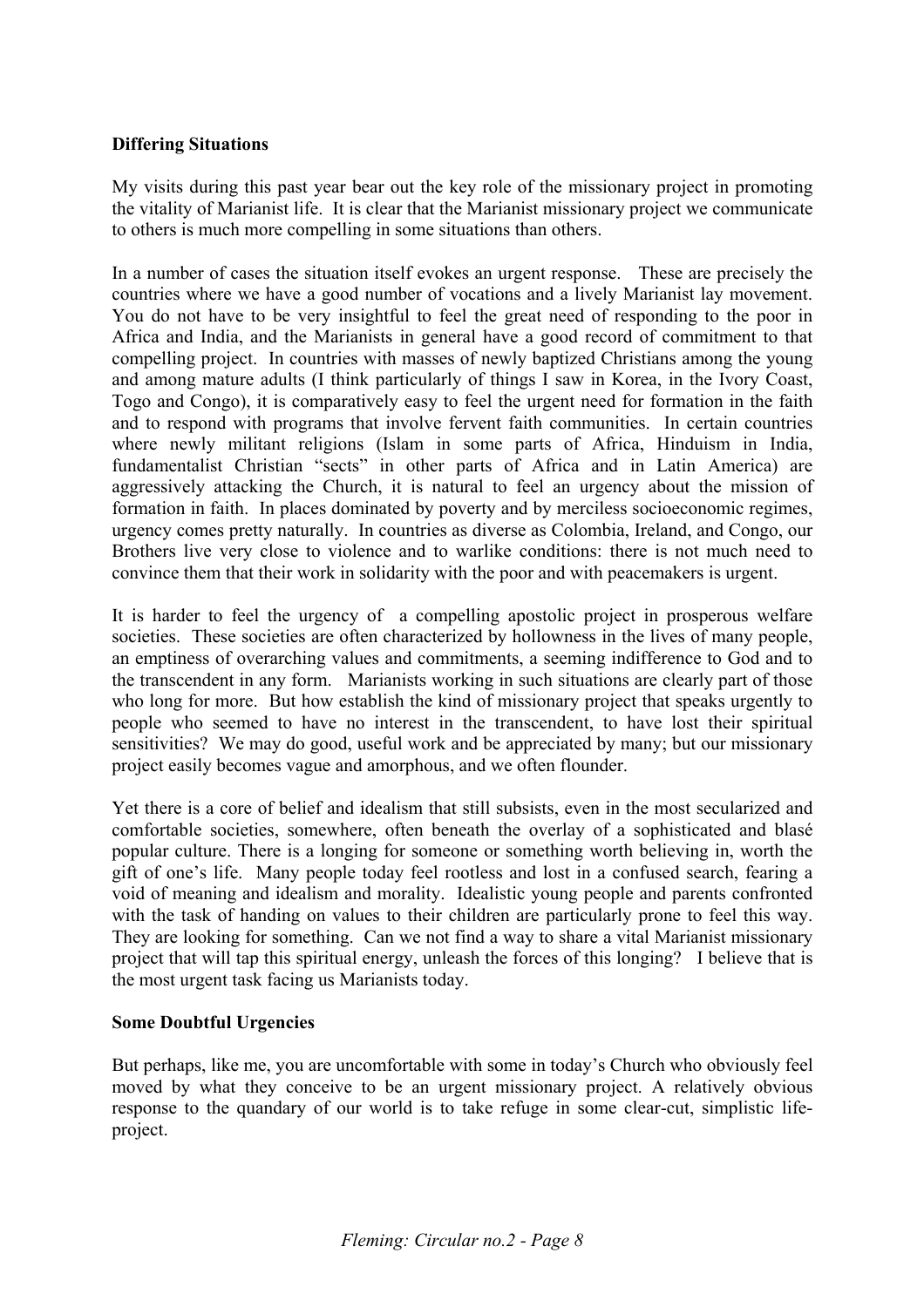**Differing Situations**

My visits during this past year bear out the key role of the missionary project in promoting the vitality of Marianist life. It is clear that the Marianist missionary project we communicate to others is much more compelling in some situations than others.

In a number of cases the situation itself evokes an urgent response. These are precisely the countries where we have a good number of vocations and a lively Marianist lay movement. You do not have to be very insightful to feel the great need of responding to the poor in Africa and India, and the Marianists in general have a good record of commitment to that compelling project. In countries with masses of newly baptized Christians among the young and among mature adults (I think particularly of things I saw in Korea, in the Ivory Coast, Togo and Congo), it is comparatively easy to feel the urgent need for formation in the faith and to respond with programs that involve fervent faith communities. In certain countries where newly militant religions (Islam in some parts of Africa, Hinduism in India, fundamentalist Christian "sects" in other parts of Africa and in Latin America) are aggressively attacking the Church, it is natural to feel an urgency about the mission of formation in faith. In places dominated by poverty and by merciless socioeconomic regimes, urgency comes pretty naturally. In countries as diverse as Colombia, Ireland, and Congo, our Brothers live very close to violence and to warlike conditions: there is not much need to convince them that their work in solidarity with the poor and with peacemakers is urgent.

It is harder to feel the urgency of a compelling apostolic project in prosperous welfare societies. These societies are often characterized by hollowness in the lives of many people, an emptiness of overarching values and commitments, a seeming indifference to God and to the transcendent in any form. Marianists working in such situations are clearly part of those who long for more. But how establish the kind of missionary project that speaks urgently to people who seemed to have no interest in the transcendent, to have lost their spiritual sensitivities? We may do good, useful work and be appreciated by many; but our missionary project easily becomes vague and amorphous, and we often flounder.

Yet there is a core of belief and idealism that still subsists, even in the most secularized and comfortable societies, somewhere, often beneath the overlay of a sophisticated and blasé popular culture. There is a longing for someone or something worth believing in, worth the gift of one's life. Many people today feel rootless and lost in a confused search, fearing a void of meaning and idealism and morality. Idealistic young people and parents confronted with the task of handing on values to their children are particularly prone to feel this way. They are looking for something. Can we not find a way to share a vital Marianist missionary project that will tap this spiritual energy, unleash the forces of this longing? I believe that is the most urgent task facing us Marianists today.

**Some Doubtful Urgencies**

But perhaps, like me, you are uncomfortable with some in today's Church who obviously feel moved by what they conceive to be an urgent missionary project. A relatively obvious response to the quandary of our world is to take refuge in some clear-cut, simplistic life-project.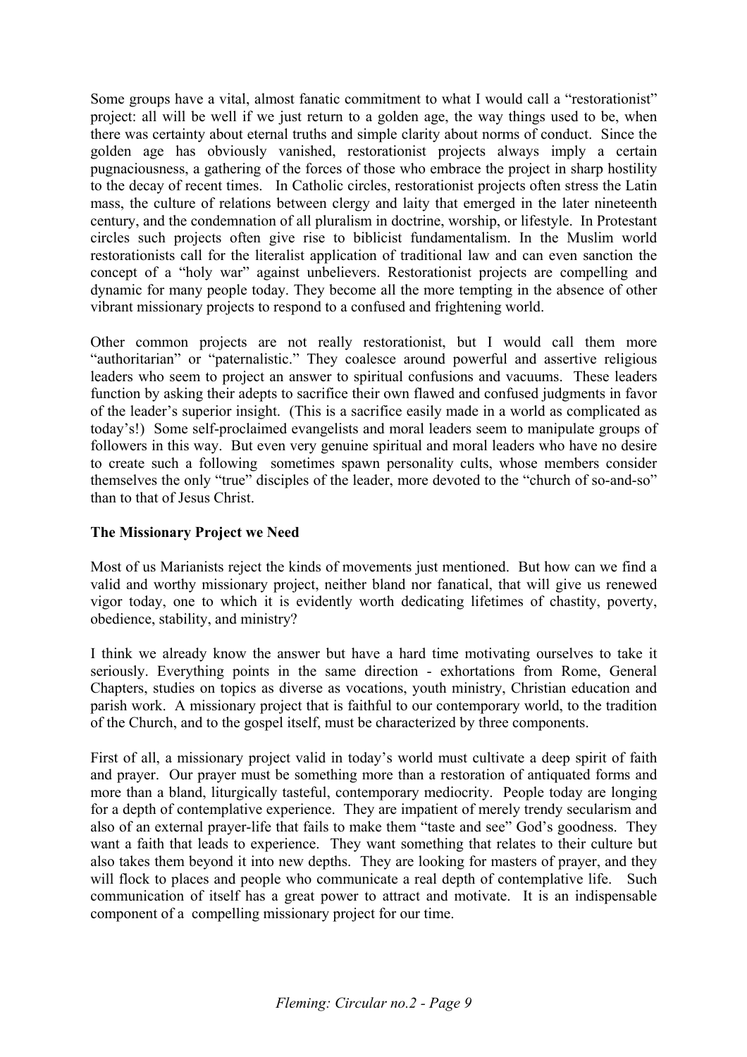Some groups have a vital, almost fanatic commitment to what I would call a "restorationist" project: all will be well if we just return to a golden age, the way things used to be, when there was certainty about eternal truths and simple clarity about norms of conduct. Since the golden age has obviously vanished, restorationist projects always imply a certain pugnaciousness, a gathering of the forces of those who embrace the project in sharp hostility to the decay of recent times. In Catholic circles, restorationist projects often stress the Latin mass, the culture of relations between clergy and laity that emerged in the later nineteenth century, and the condemnation of all pluralism in doctrine, worship, or lifestyle. In Protestant circles such projects often give rise to biblicist fundamentalism. In the Muslim world restorationists call for the literalist application of traditional law and can even sanction the concept of a "holy war" against unbelievers. Restorationist projects are compelling and dynamic for many people today. They become all the more tempting in the absence of other vibrant missionary projects to respond to a confused and frightening world.

Other common projects are not really restorationist, but I would call them more "authoritarian" or "paternalistic." They coalesce around powerful and assertive religious leaders who seem to project an answer to spiritual confusions and vacuums. These leaders function by asking their adepts to sacrifice their own flawed and confused judgments in favor of the leader's superior insight. (This is a sacrifice easily made in a world as complicated as today's!) Some self-proclaimed evangelists and moral leaders seem to manipulate groups of followers in this way. But even very genuine spiritual and moral leaders who have no desire to create such a following sometimes spawn personality cults, whose members consider themselves the only "true" disciples of the leader, more devoted to the "church of so-and-so" than to that of Jesus Christ.

**The Missionary Project we Need**

Most of us Marianists reject the kinds of movements just mentioned. But how can we find a valid and worthy missionary project, neither bland nor fanatical, that will give us renewed vigor today, one to which it is evidently worth dedicating lifetimes of chastity, poverty, obedience, stability, and ministry?

I think we already know the answer but have a hard time motivating ourselves to take it seriously. Everything points in the same direction - exhortations from Rome, General Chapters, studies on topics as diverse as vocations, youth ministry, Christian education and parish work. A missionary project that is faithful to our contemporary world, to the tradition of the Church, and to the gospel itself, must be characterized by three components.

First of all, a missionary project valid in today's world must cultivate a deep spirit of faith and prayer. Our prayer must be something more than a restoration of antiquated forms and more than a bland, liturgically tasteful, contemporary mediocrity. People today are longing for a depth of contemplative experience. They are impatient of merely trendy secularism and also of an external prayer-life that fails to make them "taste and see" God's goodness. They want a faith that leads to experience. They want something that relates to their culture but also takes them beyond it into new depths. They are looking for masters of prayer, and they will flock to places and people who communicate a real depth of contemplative life. Such communication of itself has a great power to attract and motivate. It is an indispensable component of a compelling missionary project for our time.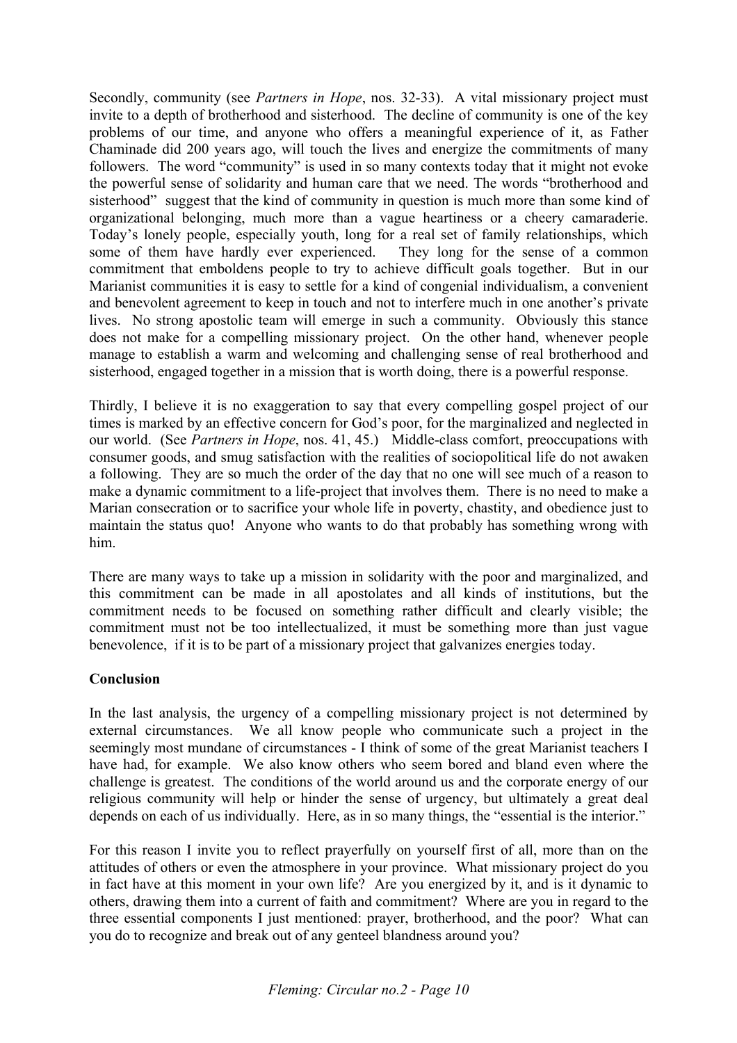Secondly, community (see *Partners in Hope*, nos. 32-33). A vital missionary project must invite to a depth of brotherhood and sisterhood. The decline of community is one of the key problems of our time, and anyone who offers a meaningful experience of it, as Father Chaminade did 200 years ago, will touch the lives and energize the commitments of many followers. The word "community" is used in so many contexts today that it might not evoke the powerful sense of solidarity and human care that we need. The words "brotherhood and sisterhood" suggest that the kind of community in question is much more than some kind of organizational belonging, much more than a vague heartiness or a cheery camaraderie. Today's lonely people, especially youth, long for a real set of family relationships, which some of them have hardly ever experienced. They long for the sense of a common commitment that emboldens people to try to achieve difficult goals together. But in our Marianist communities it is easy to settle for a kind of congenial individualism, a convenient and benevolent agreement to keep in touch and not to interfere much in one another's private lives. No strong apostolic team will emerge in such a community. Obviously this stance does not make for a compelling missionary project. On the other hand, whenever people manage to establish a warm and welcoming and challenging sense of real brotherhood and sisterhood, engaged together in a mission that is worth doing, there is a powerful response.

Thirdly, I believe it is no exaggeration to say that every compelling gospel project of our times is marked by an effective concern for God's poor, for the marginalized and neglected in our world. (See *Partners in Hope*, nos. 41, 45.) Middle-class comfort, preoccupations with consumer goods, and smug satisfaction with the realities of sociopolitical life do not awaken a following. They are so much the order of the day that no one will see much of a reason to make a dynamic commitment to a life-project that involves them. There is no need to make a Marian consecration or to sacrifice your whole life in poverty, chastity, and obedience just to maintain the status quo! Anyone who wants to do that probably has something wrong with him.

There are many ways to take up a mission in solidarity with the poor and marginalized, and this commitment can be made in all apostolates and all kinds of institutions, but the commitment needs to be focused on something rather difficult and clearly visible; the commitment must not be too intellectualized, it must be something more than just vague benevolence, if it is to be part of a missionary project that galvanizes energies today.

**Conclusion**

In the last analysis, the urgency of a compelling missionary project is not determined by external circumstances. We all know people who communicate such a project in the seemingly most mundane of circumstances - I think of some of the great Marianist teachers I have had, for example. We also know others who seem bored and bland even where the challenge is greatest. The conditions of the world around us and the corporate energy of our religious community will help or hinder the sense of urgency, but ultimately a great deal depends on each of us individually. Here, as in so many things, the "essential is the interior."

For this reason I invite you to reflect prayerfully on yourself first of all, more than on the attitudes of others or even the atmosphere in your province. What missionary project do you in fact have at this moment in your own life? Are you energized by it, and is it dynamic to others, drawing them into a current of faith and commitment? Where are you in regard to the three essential components I just mentioned: prayer, brotherhood, and the poor? What can you do to recognize and break out of any genteel blandness around you?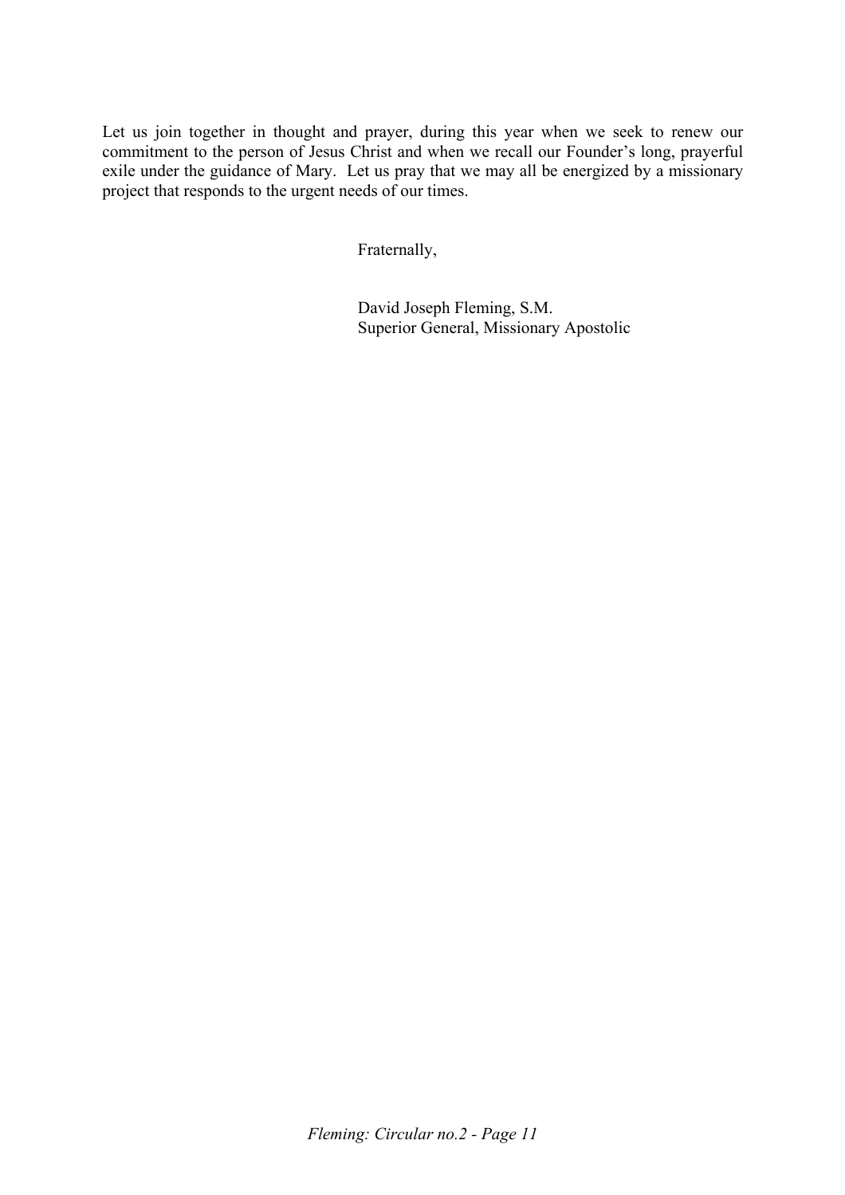Let us join together in thought and prayer, during this year when we seek to renew our commitment to the person of Jesus Christ and when we recall our Founder's long, prayerful exile under the guidance of Mary. Let us pray that we may all be energized by a missionary project that responds to the urgent needs of our times.

Fraternally,

David Joseph Fleming, S.M.
Superior General, Missionary Apostolic